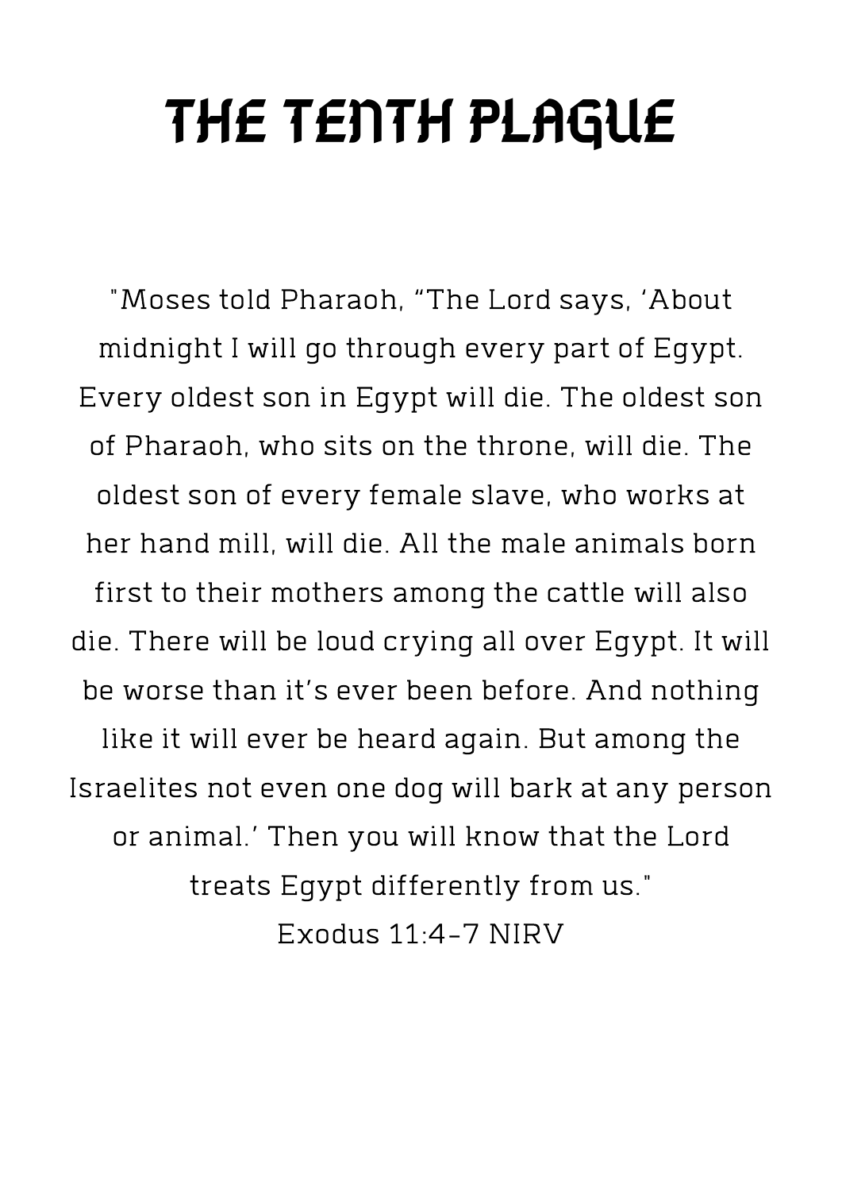# THE TENTH PLAGUE

"Moses told Pharaoh, "The Lord says, 'About midnight I will go through every part of Egypt. Every oldest son in Egypt will die. The oldest son of Pharaoh, who sits on the throne, will die. The oldest son of every female slave, who works at her hand mill, will die. All the male animals born first to their mothers among the cattle will also die. There will be loud crying all over Egypt. It will be worse than it's ever been before. And nothing like it will ever be heard again. But among the Israelites not even one dog will bark at any person or animal.' Then you will know that the Lord treats Egypt differently from us."

Exodus 11:4-7 NIRV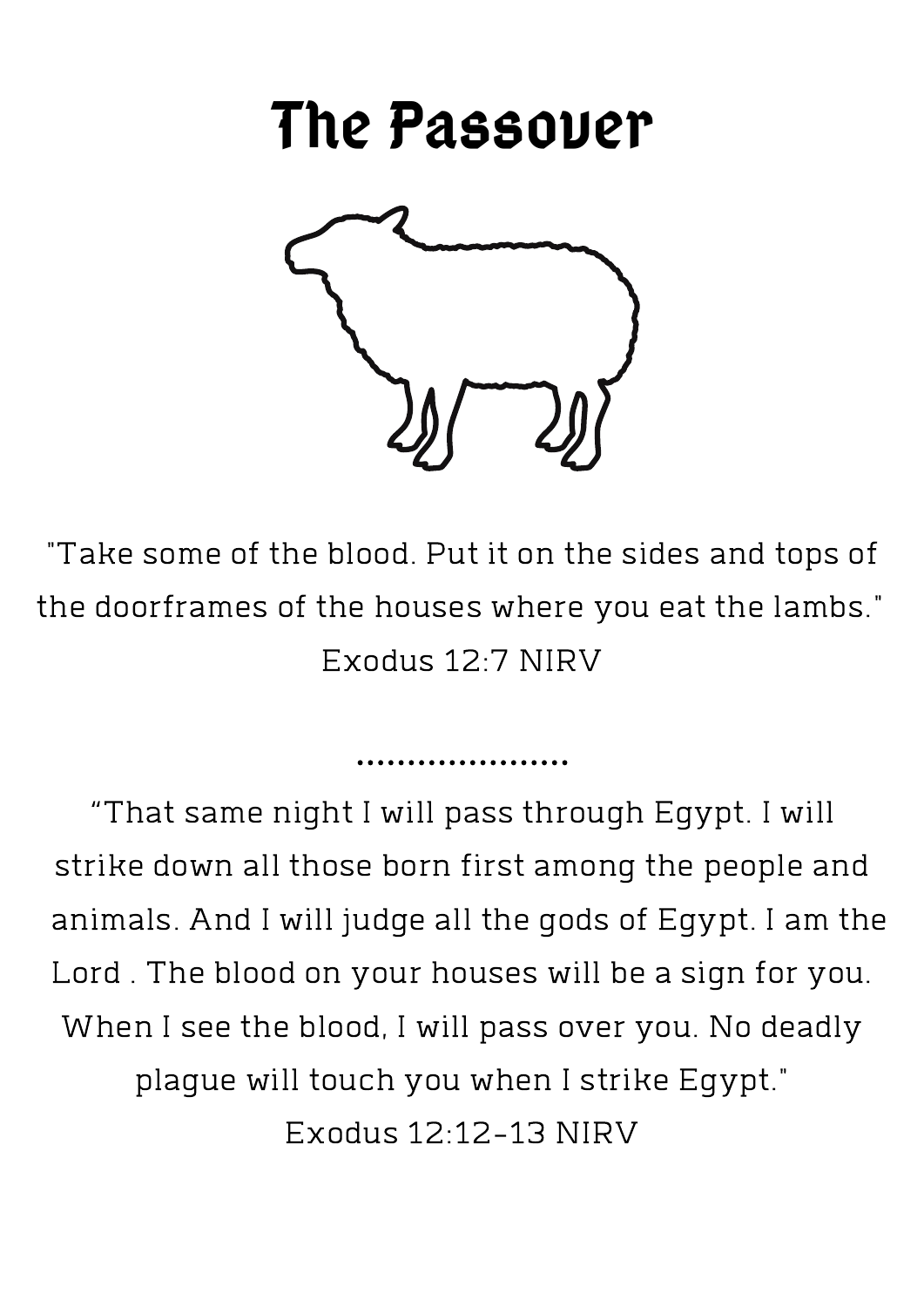# The Passover

"Take some of the blood. Put it on the sides and tops of the doorframes of the houses where you eat the lambs."
Exodus 12:7 NIRV

.....................

“That same night I will pass through Egypt. I will strike down all those born first among the people and animals. And I will judge all the gods of Egypt. I am the Lord . The blood on your houses will be a sign for you. When I see the blood, I will pass over you. No deadly plague will touch you when I strike Egypt."
Exodus 12:12-13 NIRV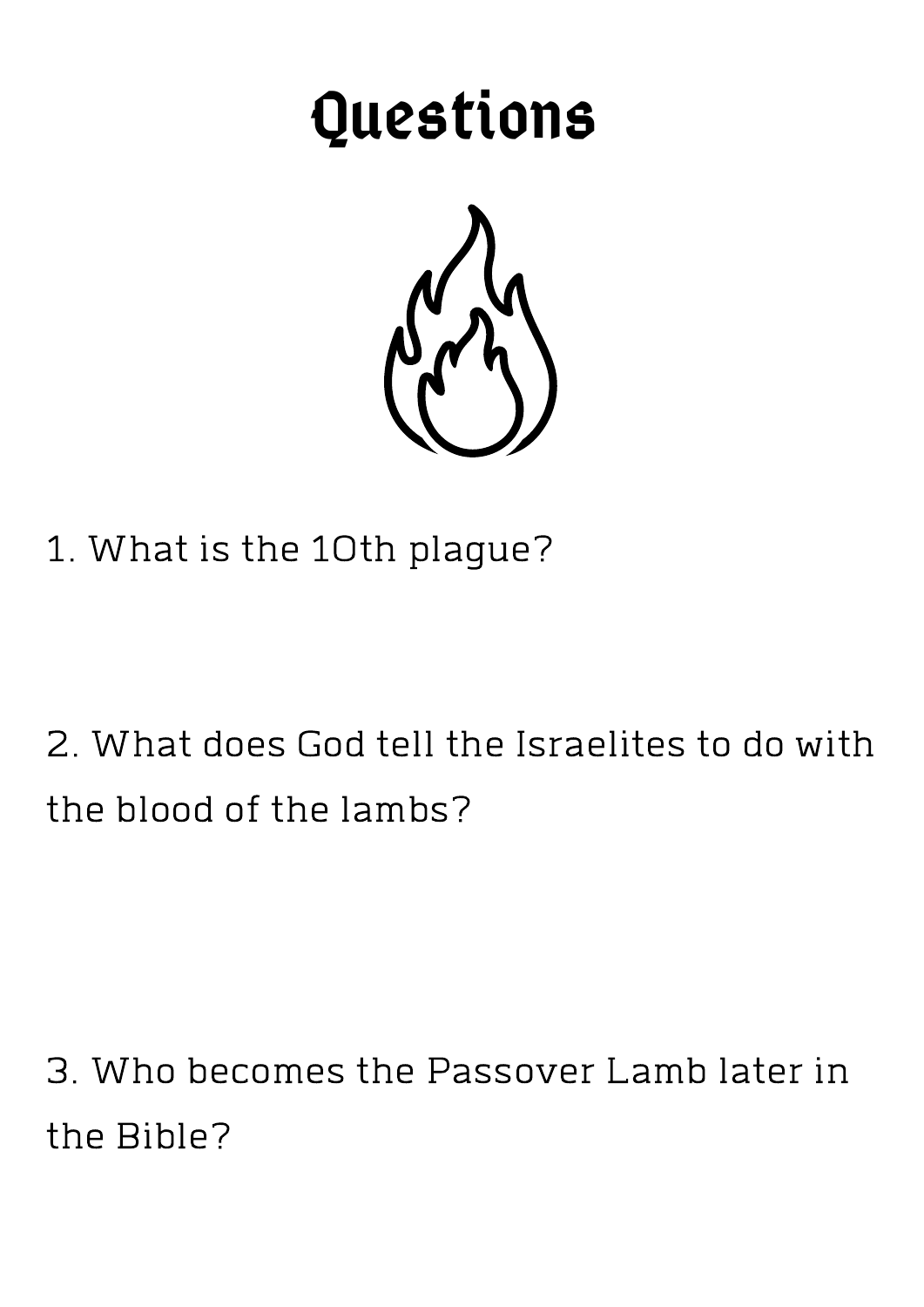# Questions

1. What is the 10th plague?

2. What does God tell the Israelites to do with the blood of the lambs?

3. Who becomes the Passover Lamb later in the Bible?